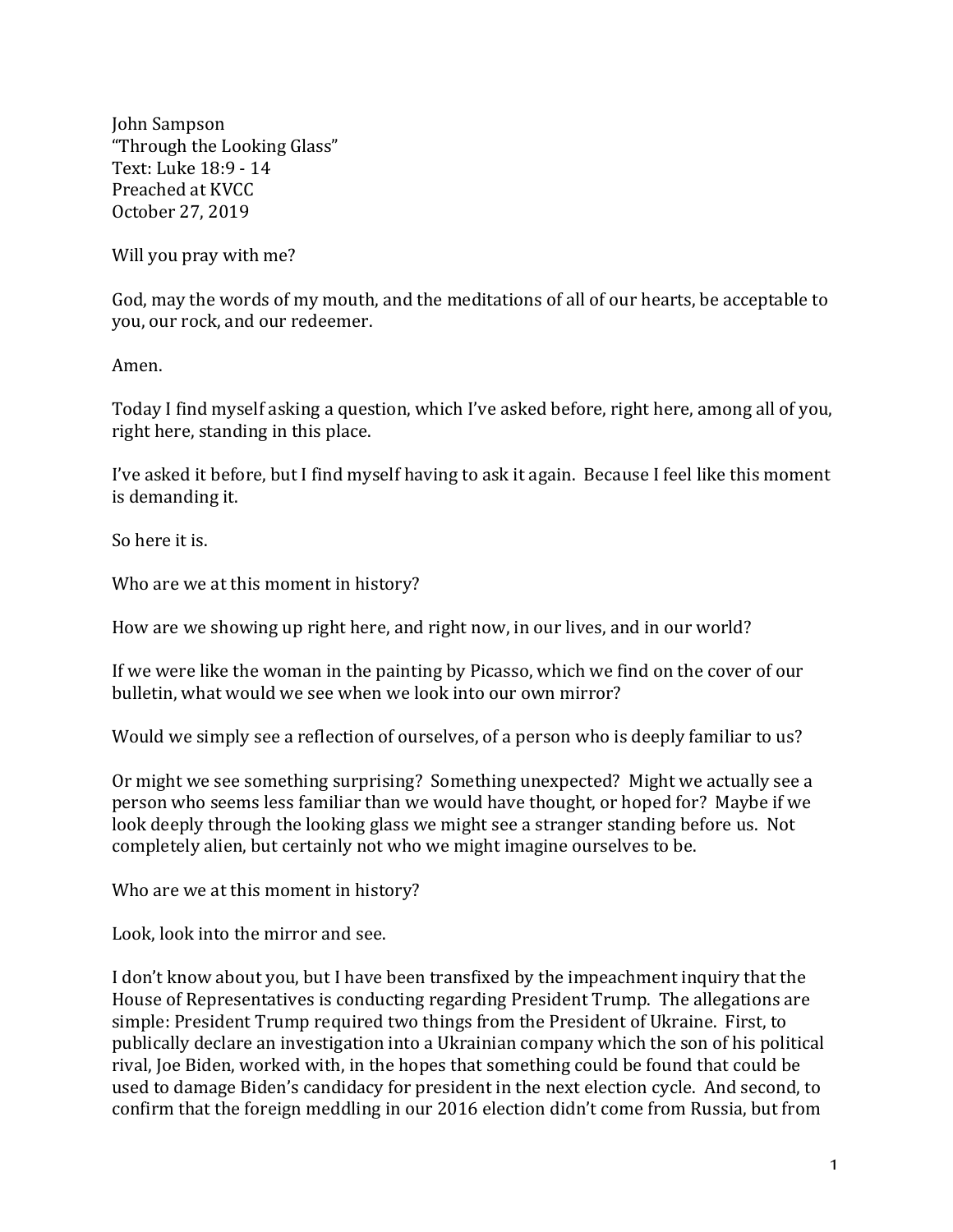John Sampson
"Through the Looking Glass"
Text: Luke 18:9 - 14
Preached at KVCC
October 27, 2019

Will you pray with me?

God, may the words of my mouth, and the meditations of all of our hearts, be acceptable to you, our rock, and our redeemer.

Amen.

Today I find myself asking a question, which I've asked before, right here, among all of you, right here, standing in this place.

I've asked it before, but I find myself having to ask it again. Because I feel like this moment is demanding it.

So here it is.

Who are we at this moment in history?

How are we showing up right here, and right now, in our lives, and in our world?

If we were like the woman in the painting by Picasso, which we find on the cover of our bulletin, what would we see when we look into our own mirror?

Would we simply see a reflection of ourselves, of a person who is deeply familiar to us?

Or might we see something surprising? Something unexpected? Might we actually see a person who seems less familiar than we would have thought, or hoped for? Maybe if we look deeply through the looking glass we might see a stranger standing before us. Not completely alien, but certainly not who we might imagine ourselves to be.

Who are we at this moment in history?

Look, look into the mirror and see.

I don't know about you, but I have been transfixed by the impeachment inquiry that the House of Representatives is conducting regarding President Trump. The allegations are simple: President Trump required two things from the President of Ukraine. First, to publically declare an investigation into a Ukrainian company which the son of his political rival, Joe Biden, worked with, in the hopes that something could be found that could be used to damage Biden's candidacy for president in the next election cycle. And second, to confirm that the foreign meddling in our 2016 election didn't come from Russia, but from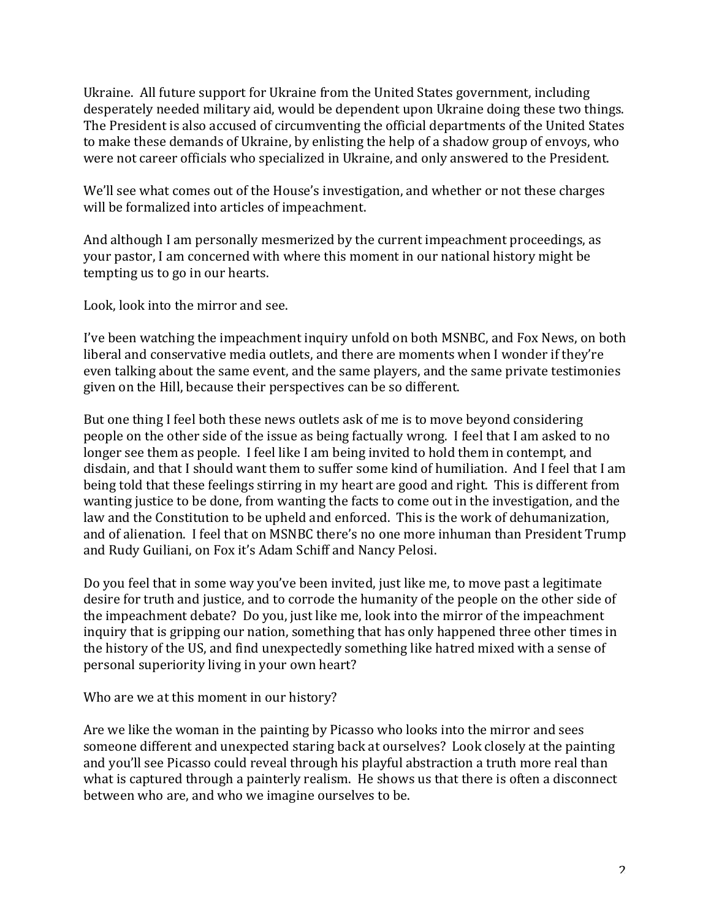Ukraine. All future support for Ukraine from the United States government, including desperately needed military aid, would be dependent upon Ukraine doing these two things. The President is also accused of circumventing the official departments of the United States to make these demands of Ukraine, by enlisting the help of a shadow group of envoys, who were not career officials who specialized in Ukraine, and only answered to the President.

We'll see what comes out of the House's investigation, and whether or not these charges will be formalized into articles of impeachment.

And although I am personally mesmerized by the current impeachment proceedings, as your pastor, I am concerned with where this moment in our national history might be tempting us to go in our hearts.

Look, look into the mirror and see.

I've been watching the impeachment inquiry unfold on both MSNBC, and Fox News, on both liberal and conservative media outlets, and there are moments when I wonder if they're even talking about the same event, and the same players, and the same private testimonies given on the Hill, because their perspectives can be so different.

But one thing I feel both these news outlets ask of me is to move beyond considering people on the other side of the issue as being factually wrong. I feel that I am asked to no longer see them as people. I feel like I am being invited to hold them in contempt, and disdain, and that I should want them to suffer some kind of humiliation. And I feel that I am being told that these feelings stirring in my heart are good and right. This is different from wanting justice to be done, from wanting the facts to come out in the investigation, and the law and the Constitution to be upheld and enforced. This is the work of dehumanization, and of alienation. I feel that on MSNBC there's no one more inhuman than President Trump and Rudy Guiliani, on Fox it's Adam Schiff and Nancy Pelosi.

Do you feel that in some way you've been invited, just like me, to move past a legitimate desire for truth and justice, and to corrode the humanity of the people on the other side of the impeachment debate? Do you, just like me, look into the mirror of the impeachment inquiry that is gripping our nation, something that has only happened three other times in the history of the US, and find unexpectedly something like hatred mixed with a sense of personal superiority living in your own heart?

Who are we at this moment in our history?

Are we like the woman in the painting by Picasso who looks into the mirror and sees someone different and unexpected staring back at ourselves? Look closely at the painting and you'll see Picasso could reveal through his playful abstraction a truth more real than what is captured through a painterly realism. He shows us that there is often a disconnect between who are, and who we imagine ourselves to be.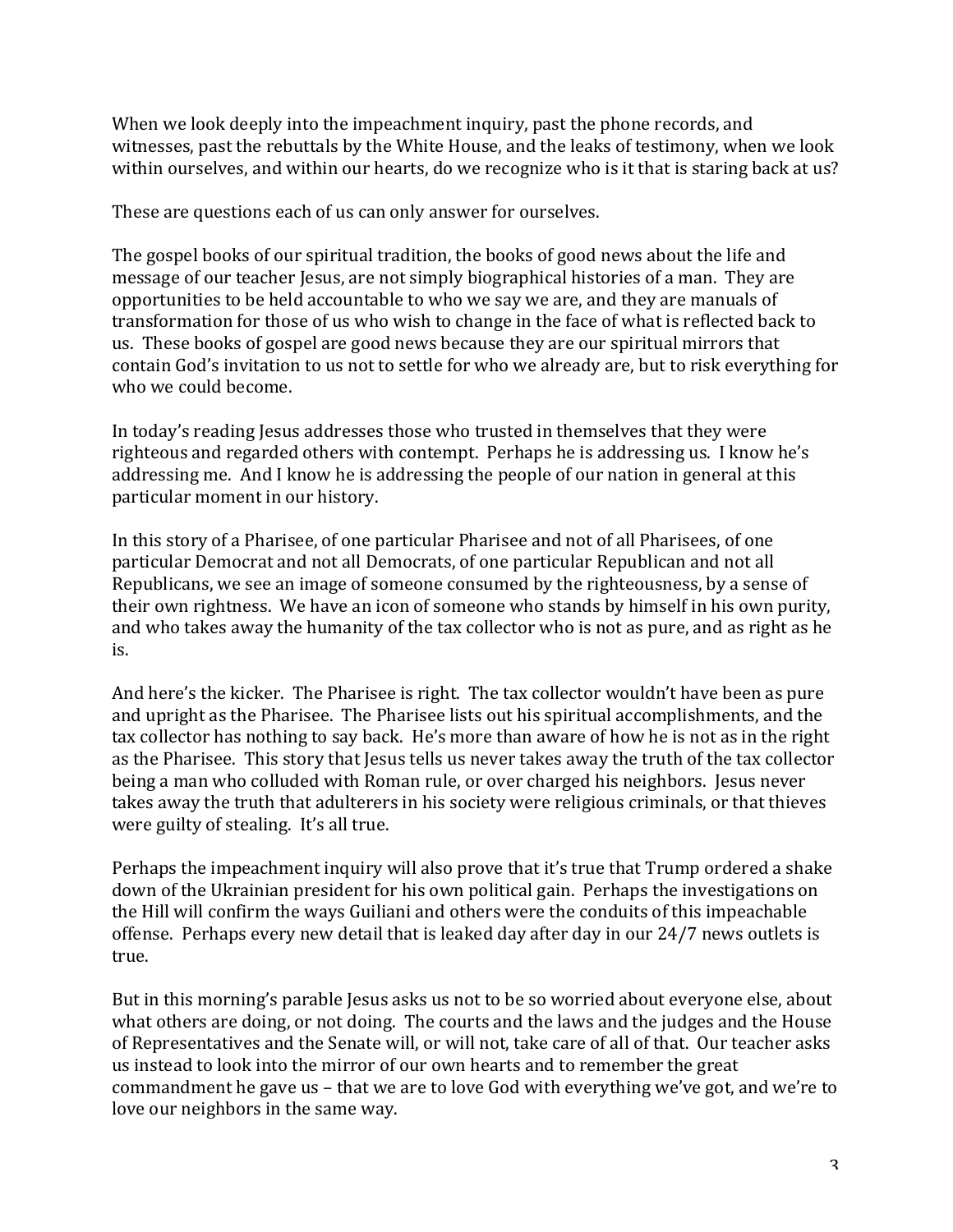When we look deeply into the impeachment inquiry, past the phone records, and witnesses, past the rebuttals by the White House, and the leaks of testimony, when we look within ourselves, and within our hearts, do we recognize who is it that is staring back at us?

These are questions each of us can only answer for ourselves.

The gospel books of our spiritual tradition, the books of good news about the life and message of our teacher Jesus, are not simply biographical histories of a man. They are opportunities to be held accountable to who we say we are, and they are manuals of transformation for those of us who wish to change in the face of what is reflected back to us. These books of gospel are good news because they are our spiritual mirrors that contain God's invitation to us not to settle for who we already are, but to risk everything for who we could become.

In today's reading Jesus addresses those who trusted in themselves that they were righteous and regarded others with contempt. Perhaps he is addressing us. I know he's addressing me. And I know he is addressing the people of our nation in general at this particular moment in our history.

In this story of a Pharisee, of one particular Pharisee and not of all Pharisees, of one particular Democrat and not all Democrats, of one particular Republican and not all Republicans, we see an image of someone consumed by the righteousness, by a sense of their own rightness. We have an icon of someone who stands by himself in his own purity, and who takes away the humanity of the tax collector who is not as pure, and as right as he is.

And here's the kicker. The Pharisee is right. The tax collector wouldn't have been as pure and upright as the Pharisee. The Pharisee lists out his spiritual accomplishments, and the tax collector has nothing to say back. He's more than aware of how he is not as in the right as the Pharisee. This story that Jesus tells us never takes away the truth of the tax collector being a man who colluded with Roman rule, or over charged his neighbors. Jesus never takes away the truth that adulterers in his society were religious criminals, or that thieves were guilty of stealing. It's all true.

Perhaps the impeachment inquiry will also prove that it's true that Trump ordered a shake down of the Ukrainian president for his own political gain. Perhaps the investigations on the Hill will confirm the ways Guiliani and others were the conduits of this impeachable offense. Perhaps every new detail that is leaked day after day in our 24/7 news outlets is true.

But in this morning's parable Jesus asks us not to be so worried about everyone else, about what others are doing, or not doing. The courts and the laws and the judges and the House of Representatives and the Senate will, or will not, take care of all of that. Our teacher asks us instead to look into the mirror of our own hearts and to remember the great commandment he gave us – that we are to love God with everything we've got, and we're to love our neighbors in the same way.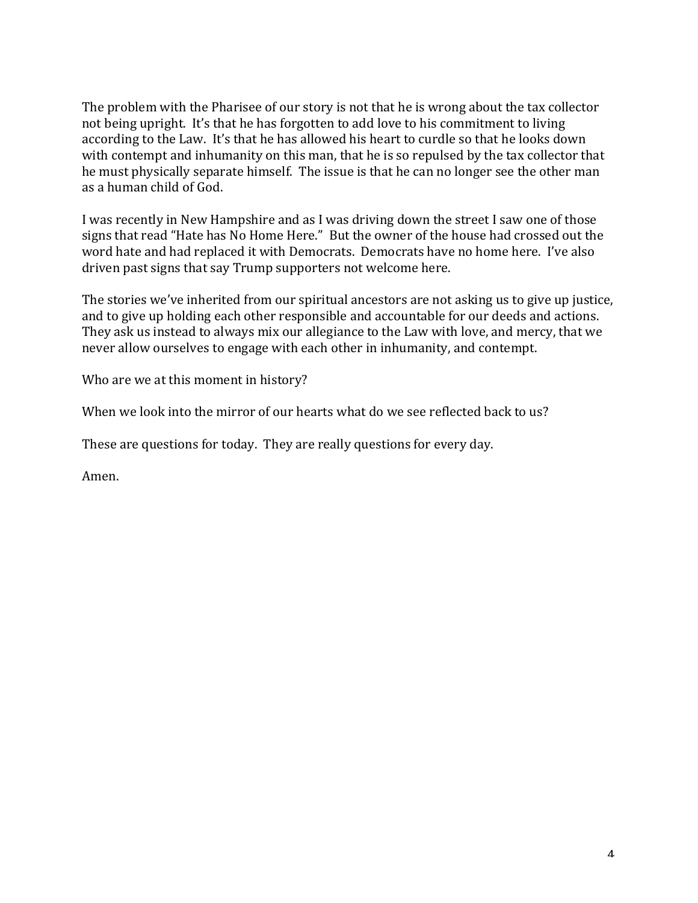The problem with the Pharisee of our story is not that he is wrong about the tax collector not being upright. It's that he has forgotten to add love to his commitment to living according to the Law. It's that he has allowed his heart to curdle so that he looks down with contempt and inhumanity on this man, that he is so repulsed by the tax collector that he must physically separate himself. The issue is that he can no longer see the other man as a human child of God.

I was recently in New Hampshire and as I was driving down the street I saw one of those signs that read "Hate has No Home Here." But the owner of the house had crossed out the word hate and had replaced it with Democrats. Democrats have no home here. I've also driven past signs that say Trump supporters not welcome here.

The stories we've inherited from our spiritual ancestors are not asking us to give up justice, and to give up holding each other responsible and accountable for our deeds and actions. They ask us instead to always mix our allegiance to the Law with love, and mercy, that we never allow ourselves to engage with each other in inhumanity, and contempt.

Who are we at this moment in history?

When we look into the mirror of our hearts what do we see reflected back to us?

These are questions for today. They are really questions for every day.

Amen.